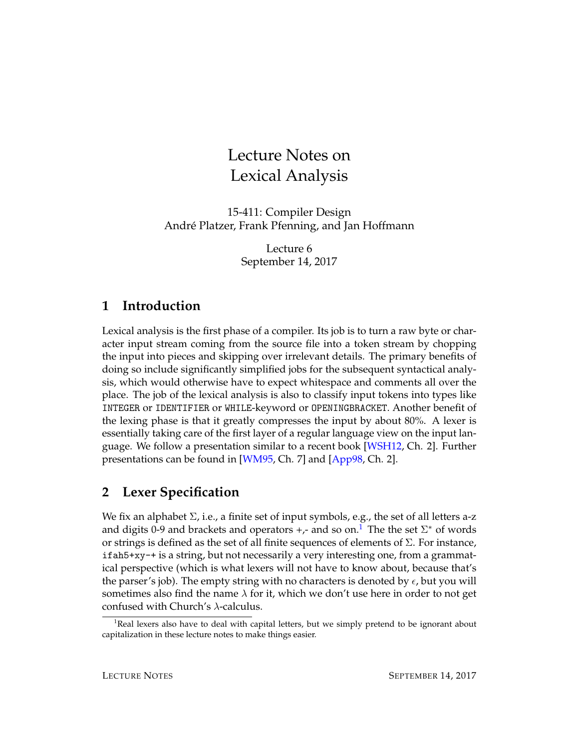# Lecture Notes on Lexical Analysis

15-411: Compiler Design
André Platzer, Frank Pfenning, and Jan Hoffmann

Lecture 6
September 14, 2017

## 1 Introduction

Lexical analysis is the first phase of a compiler. Its job is to turn a raw byte or character input stream coming from the source file into a token stream by chopping the input into pieces and skipping over irrelevant details. The primary benefits of doing so include significantly simplified jobs for the subsequent syntactical analysis, which would otherwise have to expect whitespace and comments all over the place. The job of the lexical analysis is also to classify input tokens into types like `INTEGER` or `IDENTIFIER` or `WHILE`-keyword or `OPENINGBRACKET`. Another benefit of the lexing phase is that it greatly compresses the input by about 80%. A lexer is essentially taking care of the first layer of a regular language view on the input language. We follow a presentation similar to a recent book [WSH12, Ch. 2]. Further presentations can be found in [WM95, Ch. 7] and [App98, Ch. 2].

## 2 Lexer Specification

We fix an alphabet $\Sigma$, i.e., a finite set of input symbols, e.g., the set of all letters a-z and digits 0-9 and brackets and operators +,- and so on.[1] The the set $\Sigma^*$ of words or strings is defined as the set of all finite sequences of elements of $\Sigma$. For instance, `ifah5+xy-+` is a string, but not necessarily a very interesting one, from a grammatical perspective (which is what lexers will not have to know about, because that's the parser's job). The empty string with no characters is denoted by $\epsilon$, but you will sometimes also find the name $\lambda$ for it, which we don't use here in order to not get confused with Church's $\lambda$-calculus.

[1] Real lexers also have to deal with capital letters, but we simply pretend to be ignorant about capitalization in these lecture notes to make things easier.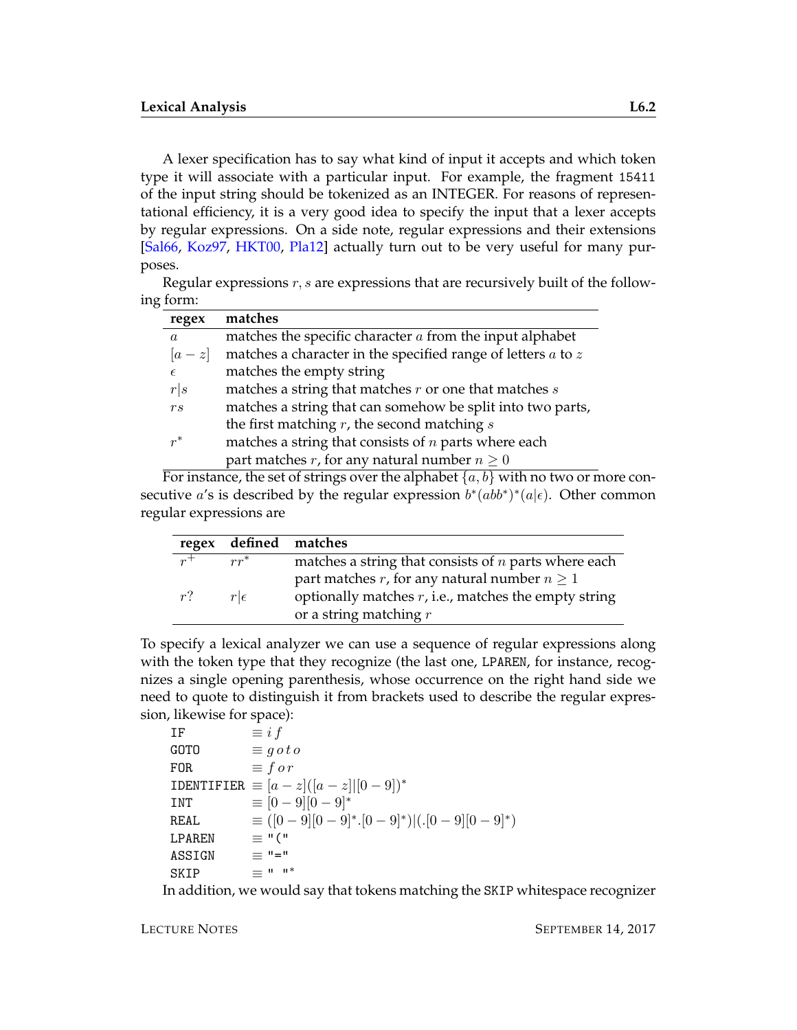A lexer specification has to say what kind of input it accepts and which token type it will associate with a particular input. For example, the fragment `15411` of the input string should be tokenized as an INTEGER. For reasons of representational efficiency, it is a very good idea to specify the input that a lexer accepts by regular expressions. On a side note, regular expressions and their extensions [Sal66, Koz97, HKT00, Pla12] actually turn out to be very useful for many purposes.

Regular expressions $r, s$ are expressions that are recursively built of the following form:

| **regex** | **matches** |
|---|---|
| $a$ | matches the specific character $a$ from the input alphabet |
| $[a-z]$ | matches a character in the specified range of letters $a$ to $z$ |
| $\epsilon$ | matches the empty string |
| $r \mid s$ | matches a string that matches $r$ or one that matches $s$ |
| $rs$ | matches a string that can somehow be split into two parts, the first matching $r$, the second matching $s$ |
| $r^*$ | matches a string that consists of $n$ parts where each part matches $r$, for any natural number $n \geq 0$ |

For instance, the set of strings over the alphabet $\{a, b\}$ with no two or more consecutive $a$'s is described by the regular expression $b^*(abb^*)^*(a|\epsilon)$. Other common regular expressions are

| **regex** | **defined** | **matches** |
|---|---|---|
| $r^+$ | $rr^*$ | matches a string that consists of $n$ parts where each part matches $r$, for any natural number $n \geq 1$ |
| $r?$ | $r \mid \epsilon$ | optionally matches $r$, i.e., matches the empty string or a string matching $r$ |

To specify a lexical analyzer we can use a sequence of regular expressions along with the token type that they recognize (the last one, `LPAREN`, for instance, recognizes a single opening parenthesis, whose occurrence on the right hand side we need to quote to distinguish it from brackets used to describe the regular expression, likewise for space):

`IF` $\equiv i\,f$
`GOTO` $\equiv g\,o\,t\,o$
`FOR` $\equiv f\,o\,r$
`IDENTIFIER` $\equiv [a-z]([a-z]|[0-9])^*$
`INT` $\equiv [0-9][0-9]^*$
`REAL` $\equiv ([0-9][0-9]^*.[0-9]^*)|(.[0-9][0-9]^*)$
`LPAREN` $\equiv$ `"("`
`ASSIGN` $\equiv$ `"="`
`SKIP` $\equiv$ `" "`$^*$

In addition, we would say that tokens matching the `SKIP` whitespace recognizer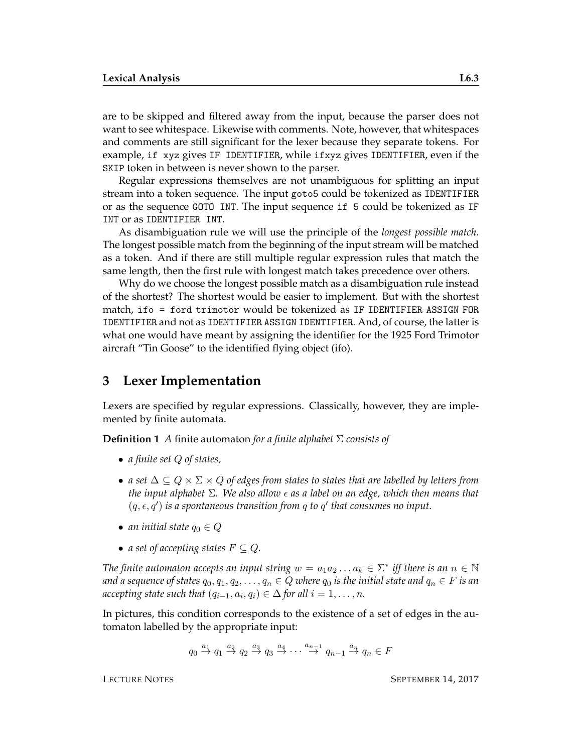are to be skipped and filtered away from the input, because the parser does not want to see whitespace. Likewise with comments. Note, however, that whitespaces and comments are still significant for the lexer because they separate tokens. For example, `if xyz` gives `IF IDENTIFIER`, while `ifxyz` gives `IDENTIFIER`, even if the `SKIP` token in between is never shown to the parser.

Regular expressions themselves are not unambiguous for splitting an input stream into a token sequence. The input `goto5` could be tokenized as `IDENTIFIER` or as the sequence `GOTO INT`. The input sequence `if 5` could be tokenized as `IF INT` or as `IDENTIFIER INT`.

As disambiguation rule we will use the principle of the *longest possible match*. The longest possible match from the beginning of the input stream will be matched as a token. And if there are still multiple regular expression rules that match the same length, then the first rule with longest match takes precedence over others.

Why do we choose the longest possible match as a disambiguation rule instead of the shortest? The shortest would be easier to implement. But with the shortest match, `ifo = ford_trimotor` would be tokenized as `IF IDENTIFIER ASSIGN FOR IDENTIFIER` and not as `IDENTIFIER ASSIGN IDENTIFIER`. And, of course, the latter is what one would have meant by assigning the identifier for the 1925 Ford Trimotor aircraft "Tin Goose" to the identified flying object (ifo).

## 3 Lexer Implementation

Lexers are specified by regular expressions. Classically, however, they are implemented by finite automata.

**Definition 1** *A* finite automaton *for a finite alphabet $\Sigma$ consists of*

- *a finite set $Q$ of states,*
- *a set $\Delta \subseteq Q \times \Sigma \times Q$ of edges from states to states that are labelled by letters from the input alphabet $\Sigma$. We also allow $\epsilon$ as a label on an edge, which then means that $(q, \epsilon, q')$ is a spontaneous transition from $q$ to $q'$ that consumes no input.*
- *an initial state $q_0 \in Q$*
- *a set of accepting states $F \subseteq Q$.*

*The finite automaton accepts an input string $w = a_1 a_2 \ldots a_k \in \Sigma^*$ iff there is an $n \in \mathbb{N}$ and a sequence of states $q_0, q_1, q_2, \ldots, q_n \in Q$ where $q_0$ is the initial state and $q_n \in F$ is an accepting state such that $(q_{i-1}, a_i, q_i) \in \Delta$ for all $i = 1, \ldots, n$.*

In pictures, this condition corresponds to the existence of a set of edges in the automaton labelled by the appropriate input:

$$q_0 \xrightarrow{a_1} q_1 \xrightarrow{a_2} q_2 \xrightarrow{a_3} q_3 \xrightarrow{a_4} \cdots \xrightarrow{a_{n-1}} q_{n-1} \xrightarrow{a_n} q_n \in F$$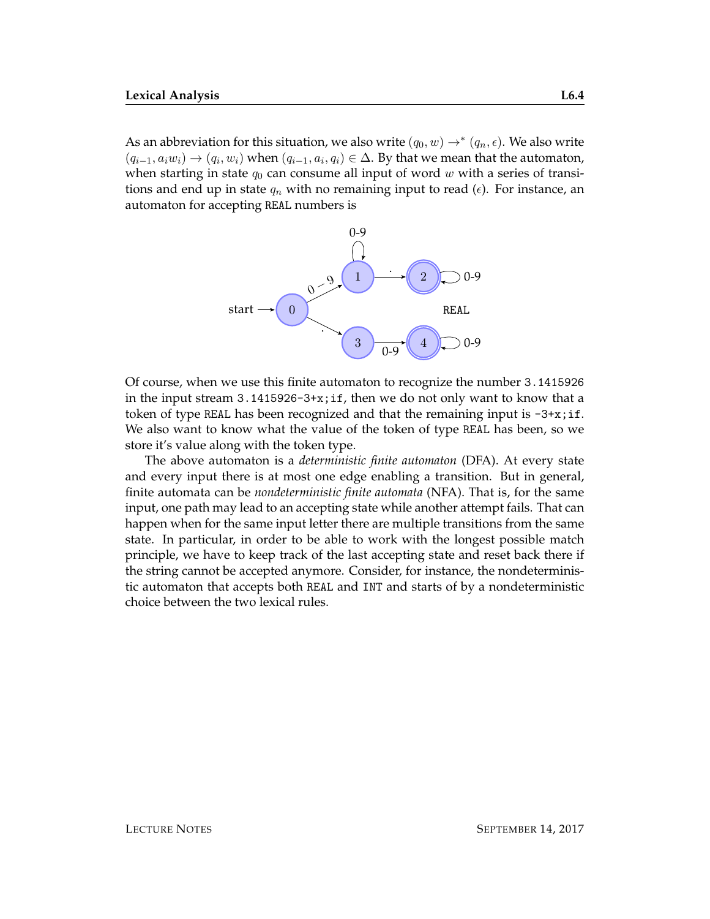As an abbreviation for this situation, we also write $(q_0, w) \to^* (q_n, \epsilon)$. We also write $(q_{i-1}, a_i w_i) \to (q_i, w_i)$ when $(q_{i-1}, a_i, q_i) \in \Delta$. By that we mean that the automaton, when starting in state $q_0$ can consume all input of word $w$ with a series of transitions and end up in state $q_n$ with no remaining input to read ($\epsilon$). For instance, an automaton for accepting `REAL` numbers is

Of course, when we use this finite automaton to recognize the number `3.1415926` in the input stream `3.1415926-3+x;if`, then we do not only want to know that a token of type `REAL` has been recognized and that the remaining input is `-3+x;if`. We also want to know what the value of the token of type `REAL` has been, so we store it's value along with the token type.

The above automaton is a *deterministic finite automaton* (DFA). At every state and every input there is at most one edge enabling a transition. But in general, finite automata can be *nondeterministic finite automata* (NFA). That is, for the same input, one path may lead to an accepting state while another attempt fails. That can happen when for the same input letter there are multiple transitions from the same state. In particular, in order to be able to work with the longest possible match principle, we have to keep track of the last accepting state and reset back there if the string cannot be accepted anymore. Consider, for instance, the nondeterministic automaton that accepts both `REAL` and `INT` and starts of by a nondeterministic choice between the two lexical rules.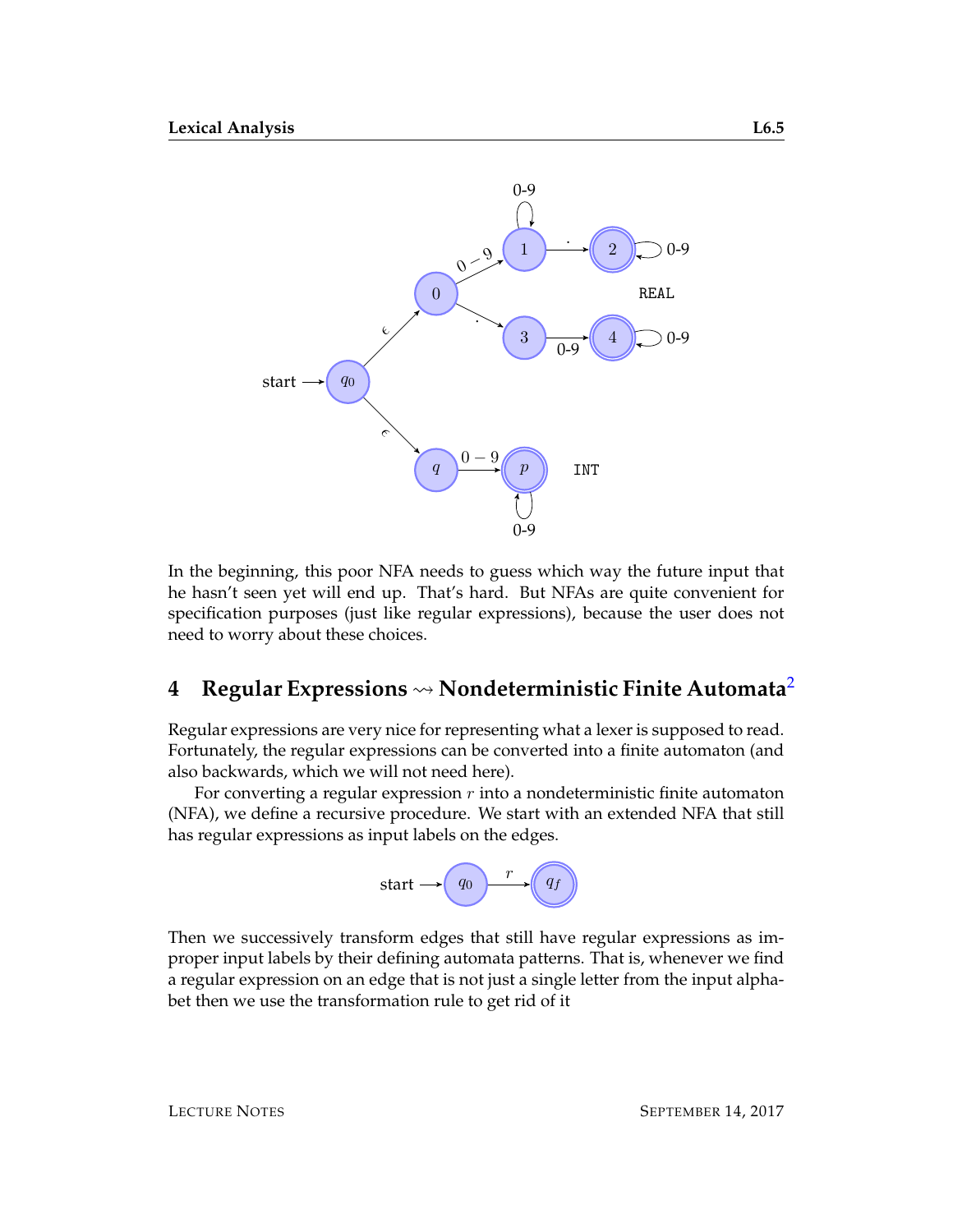In the beginning, this poor NFA needs to guess which way the future input that he hasn't seen yet will end up. That's hard. But NFAs are quite convenient for specification purposes (just like regular expressions), because the user does not need to worry about these choices.

## 4 Regular Expressions ⇝ Nondeterministic Finite Automata[2]

Regular expressions are very nice for representing what a lexer is supposed to read. Fortunately, the regular expressions can be converted into a finite automaton (and also backwards, which we will not need here).

For converting a regular expression $r$ into a nondeterministic finite automaton (NFA), we define a recursive procedure. We start with an extended NFA that still has regular expressions as input labels on the edges.

Then we successively transform edges that still have regular expressions as improper input labels by their defining automata patterns. That is, whenever we find a regular expression on an edge that is not just a single letter from the input alphabet then we use the transformation rule to get rid of it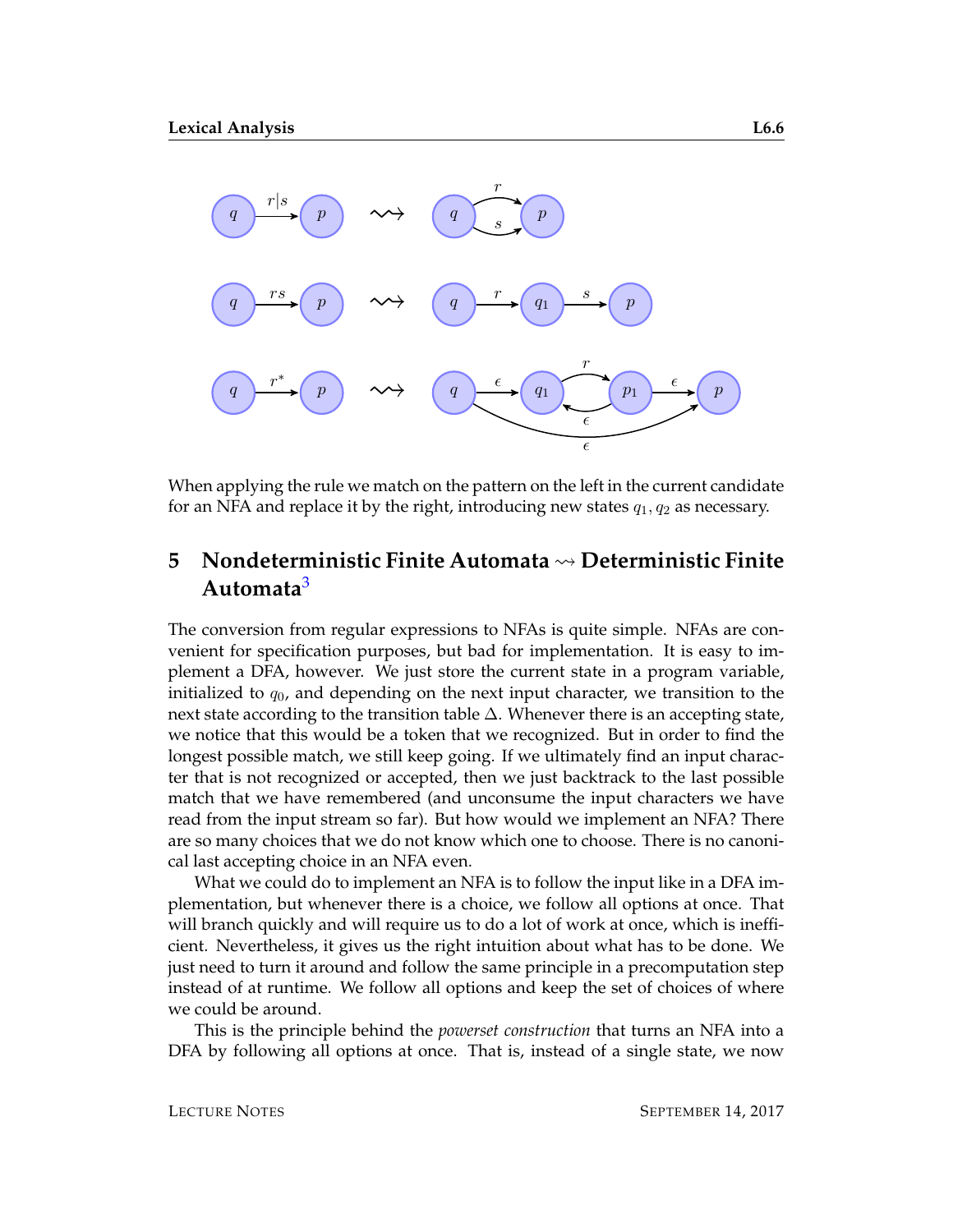When applying the rule we match on the pattern on the left in the current candidate for an NFA and replace it by the right, introducing new states $q_1, q_2$ as necessary.

## 5 Nondeterministic Finite Automata $\rightsquigarrow$ Deterministic Finite Automata[3]

The conversion from regular expressions to NFAs is quite simple. NFAs are convenient for specification purposes, but bad for implementation. It is easy to implement a DFA, however. We just store the current state in a program variable, initialized to $q_0$, and depending on the next input character, we transition to the next state according to the transition table $\Delta$. Whenever there is an accepting state, we notice that this would be a token that we recognized. But in order to find the longest possible match, we still keep going. If we ultimately find an input character that is not recognized or accepted, then we just backtrack to the last possible match that we have remembered (and unconsume the input characters we have read from the input stream so far). But how would we implement an NFA? There are so many choices that we do not know which one to choose. There is no canonical last accepting choice in an NFA even.

What we could do to implement an NFA is to follow the input like in a DFA implementation, but whenever there is a choice, we follow all options at once. That will branch quickly and will require us to do a lot of work at once, which is inefficient. Nevertheless, it gives us the right intuition about what has to be done. We just need to turn it around and follow the same principle in a precomputation step instead of at runtime. We follow all options and keep the set of choices of where we could be around.

This is the principle behind the *powerset construction* that turns an NFA into a DFA by following all options at once. That is, instead of a single state, we now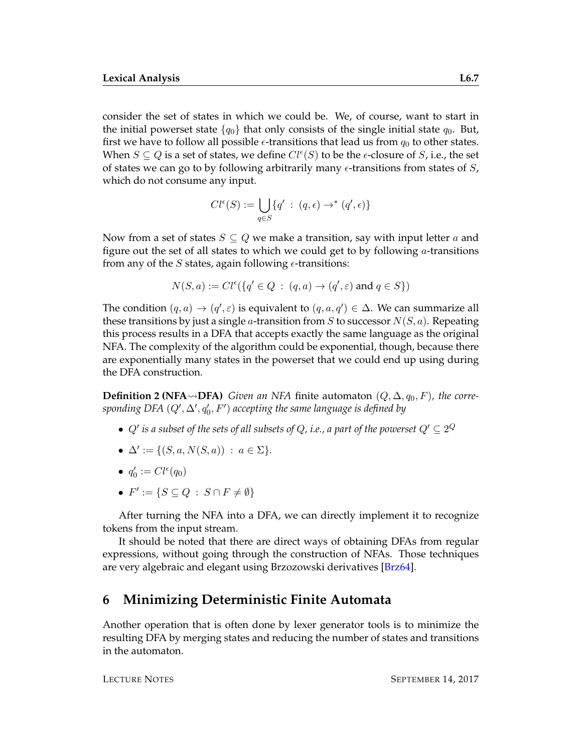consider the set of states in which we could be. We, of course, want to start in the initial powerset state $\{q_0\}$ that only consists of the single initial state $q_0$. But, first we have to follow all possible $\epsilon$-transitions that lead us from $q_0$ to other states. When $S \subseteq Q$ is a set of states, we define $Cl^\epsilon(S)$ to be the $\epsilon$-closure of $S$, i.e., the set of states we can go to by following arbitrarily many $\epsilon$-transitions from states of $S$, which do not consume any input.

$$Cl^\epsilon(S) := \bigcup_{q \in S} \{q' \ : \ (q, \epsilon) \to^* (q', \epsilon)\}$$

Now from a set of states $S \subseteq Q$ we make a transition, say with input letter $a$ and figure out the set of all states to which we could get to by following $a$-transitions from any of the $S$ states, again following $\epsilon$-transitions:

$$N(S, a) := Cl^\epsilon(\{q' \in Q \ : \ (q, a) \to (q', \varepsilon) \text{ and } q \in S\})$$

The condition $(q, a) \to (q', \varepsilon)$ is equivalent to $(q, a, q') \in \Delta$. We can summarize all these transitions by just a single $a$-transition from $S$ to successor $N(S, a)$. Repeating this process results in a DFA that accepts exactly the same language as the original NFA. The complexity of the algorithm could be exponential, though, because there are exponentially many states in the powerset that we could end up using during the DFA construction.

**Definition 2 (NFA⇝DFA)** *Given an NFA* finite automaton $(Q, \Delta, q_0, F)$*, the corresponding DFA* $(Q', \Delta', q'_0, F')$ *accepting the same language is defined by*

- $Q'$ *is a subset of the sets of all subsets of* $Q$*, i.e., a part of the powerset* $Q' \subseteq 2^Q$
- $\Delta' := \{(S, a, N(S, a)) \ : \ a \in \Sigma\}$.
- $q'_0 := Cl^\epsilon(q_0)$
- $F' := \{S \subseteq Q \ : \ S \cap F \neq \emptyset\}$

After turning the NFA into a DFA, we can directly implement it to recognize tokens from the input stream.

It should be noted that there are direct ways of obtaining DFAs from regular expressions, without going through the construction of NFAs. Those techniques are very algebraic and elegant using Brzozowski derivatives [Brz64].

## 6 Minimizing Deterministic Finite Automata

Another operation that is often done by lexer generator tools is to minimize the resulting DFA by merging states and reducing the number of states and transitions in the automaton.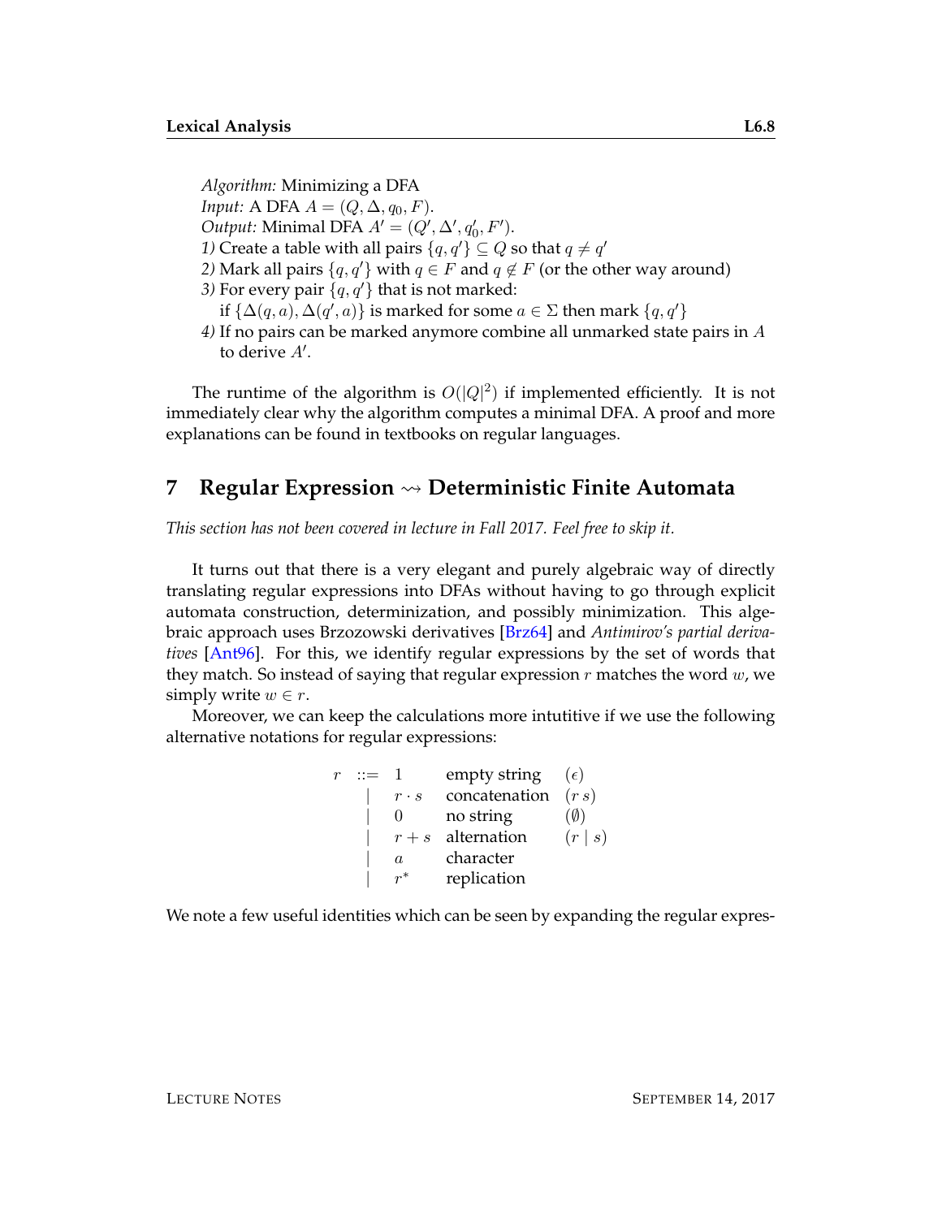*Algorithm:* Minimizing a DFA
*Input:* A DFA $A = (Q, \Delta, q_0, F)$.
*Output:* Minimal DFA $A' = (Q', \Delta', q'_0, F')$.
*1)* Create a table with all pairs $\{q, q'\} \subseteq Q$ so that $q \neq q'$
*2)* Mark all pairs $\{q, q'\}$ with $q \in F$ and $q \notin F$ (or the other way around)
*3)* For every pair $\{q, q'\}$ that is not marked:
if $\{\Delta(q, a), \Delta(q', a)\}$ is marked for some $a \in \Sigma$ then mark $\{q, q'\}$
*4)* If no pairs can be marked anymore combine all unmarked state pairs in $A$ to derive $A'$.

The runtime of the algorithm is $O(|Q|^2)$ if implemented efficiently. It is not immediately clear why the algorithm computes a minimal DFA. A proof and more explanations can be found in textbooks on regular languages.

## 7 Regular Expression $\rightsquigarrow$ Deterministic Finite Automata

*This section has not been covered in lecture in Fall 2017. Feel free to skip it.*

It turns out that there is a very elegant and purely algebraic way of directly translating regular expressions into DFAs without having to go through explicit automata construction, determinization, and possibly minimization. This algebraic approach uses Brzozowski derivatives [Brz64] and *Antimirov's partial derivatives* [Ant96]. For this, we identify regular expressions by the set of words that they match. So instead of saying that regular expression $r$ matches the word $w$, we simply write $w \in r$.

Moreover, we can keep the calculations more intutitive if we use the following alternative notations for regular expressions:

$$
\begin{array}{rclll}
r & ::= & 1 & \text{empty string} & (\epsilon) \\
 & | & r \cdot s & \text{concatenation} & (r\, s) \\
 & | & 0 & \text{no string} & (\emptyset) \\
 & | & r + s & \text{alternation} & (r \mid s) \\
 & | & a & \text{character} & \\
 & | & r^* & \text{replication} &
\end{array}
$$

We note a few useful identities which can be seen by expanding the regular expres-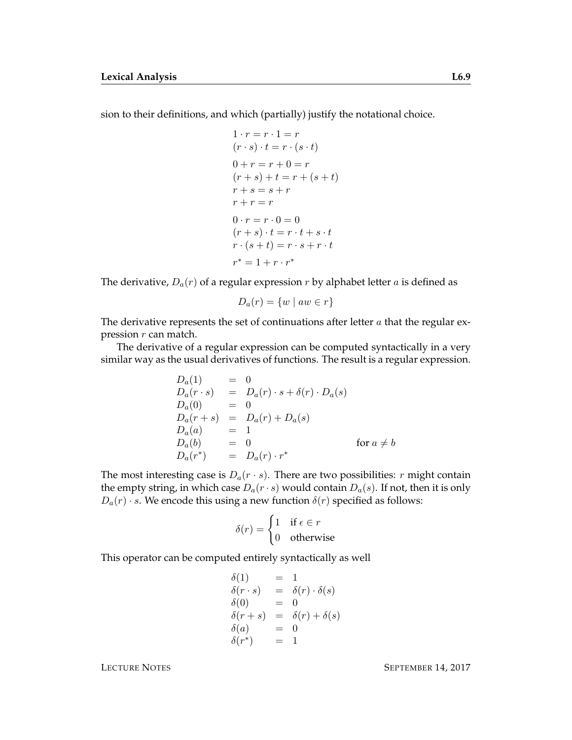sion to their definitions, and which (partially) justify the notational choice.

$$
\begin{array}{l}
1 \cdot r = r \cdot 1 = r \\
(r \cdot s) \cdot t = r \cdot (s \cdot t) \\[4pt]
0 + r = r + 0 = r \\
(r + s) + t = r + (s + t) \\
r + s = s + r \\
r + r = r \\[4pt]
0 \cdot r = r \cdot 0 = 0 \\
(r + s) \cdot t = r \cdot t + s \cdot t \\
r \cdot (s + t) = r \cdot s + r \cdot t \\[4pt]
r^* = 1 + r \cdot r^*
\end{array}
$$

The derivative, $D_a(r)$ of a regular expression $r$ by alphabet letter $a$ is defined as

$$D_a(r) = \{w \mid aw \in r\}$$

The derivative represents the set of continuations after letter $a$ that the regular expression $r$ can match.

The derivative of a regular expression can be computed syntactically in a very similar way as the usual derivatives of functions. The result is a regular expression.

$$
\begin{array}{lcll}
D_a(1) & = & 0 & \\
D_a(r \cdot s) & = & D_a(r) \cdot s + \delta(r) \cdot D_a(s) & \\
D_a(0) & = & 0 & \\
D_a(r + s) & = & D_a(r) + D_a(s) & \\
D_a(a) & = & 1 & \\
D_a(b) & = & 0 & \text{for } a \neq b \\
D_a(r^*) & = & D_a(r) \cdot r^* &
\end{array}
$$

The most interesting case is $D_a(r \cdot s)$. There are two possibilities: $r$ might contain the empty string, in which case $D_a(r \cdot s)$ would contain $D_a(s)$. If not, then it is only $D_a(r) \cdot s$. We encode this using a new function $\delta(r)$ specified as follows:

$$
\delta(r) = \begin{cases} 1 & \text{if } \epsilon \in r \\ 0 & \text{otherwise} \end{cases}
$$

This operator can be computed entirely syntactically as well

$$
\begin{array}{lcl}
\delta(1) & = & 1 \\
\delta(r \cdot s) & = & \delta(r) \cdot \delta(s) \\
\delta(0) & = & 0 \\
\delta(r + s) & = & \delta(r) + \delta(s) \\
\delta(a) & = & 0 \\
\delta(r^*) & = & 1
\end{array}
$$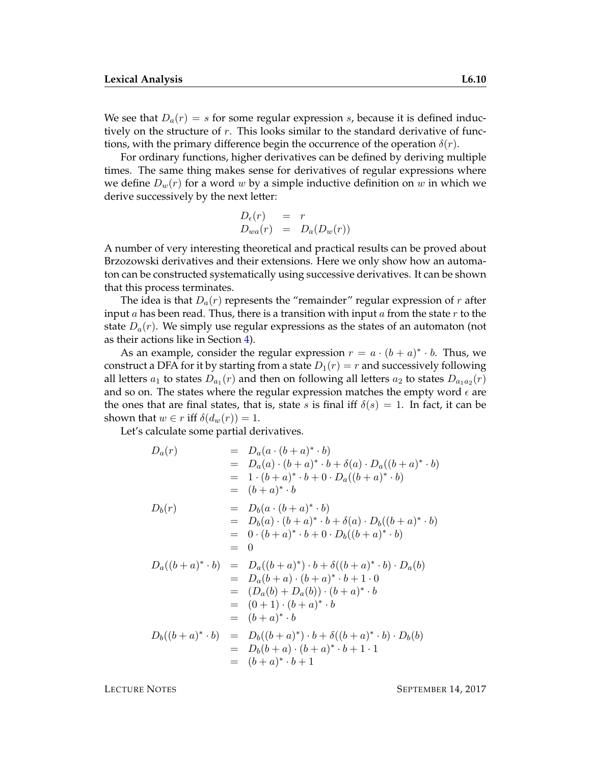We see that $D_a(r) = s$ for some regular expression $s$, because it is defined inductively on the structure of $r$. This looks similar to the standard derivative of functions, with the primary difference begin the occurrence of the operation $\delta(r)$.

For ordinary functions, higher derivatives can be defined by deriving multiple times. The same thing makes sense for derivatives of regular expressions where we define $D_w(r)$ for a word $w$ by a simple inductive definition on $w$ in which we derive successively by the next letter:

$$
\begin{array}{lcl}
D_\epsilon(r) & = & r \\
D_{wa}(r) & = & D_a(D_w(r))
\end{array}
$$

A number of very interesting theoretical and practical results can be proved about Brzozowski derivatives and their extensions. Here we only show how an automaton can be constructed systematically using successive derivatives. It can be shown that this process terminates.

The idea is that $D_a(r)$ represents the "remainder" regular expression of $r$ after input $a$ has been read. Thus, there is a transition with input $a$ from the state $r$ to the state $D_a(r)$. We simply use regular expressions as the states of an automaton (not as their actions like in Section 4).

As an example, consider the regular expression $r = a \cdot (b+a)^* \cdot b$. Thus, we construct a DFA for it by starting from a state $D_1(r) = r$ and successively following all letters $a_1$ to states $D_{a_1}(r)$ and then on following all letters $a_2$ to states $D_{a_1 a_2}(r)$ and so on. The states where the regular expression matches the empty word $\epsilon$ are the ones that are final states, that is, state $s$ is final iff $\delta(s) = 1$. In fact, it can be shown that $w \in r$ iff $\delta(d_w(r)) = 1$.

Let's calculate some partial derivatives.

$$
\begin{array}{lcl}
D_a(r) & = & D_a(a \cdot (b+a)^* \cdot b) \\
& = & D_a(a) \cdot (b+a)^* \cdot b + \delta(a) \cdot D_a((b+a)^* \cdot b) \\
& = & 1 \cdot (b+a)^* \cdot b + 0 \cdot D_a((b+a)^* \cdot b) \\
& = & (b+a)^* \cdot b \\
D_b(r) & = & D_b(a \cdot (b+a)^* \cdot b) \\
& = & D_b(a) \cdot (b+a)^* \cdot b + \delta(a) \cdot D_b((b+a)^* \cdot b) \\
& = & 0 \cdot (b+a)^* \cdot b + 0 \cdot D_b((b+a)^* \cdot b) \\
& = & 0 \\
D_a((b+a)^* \cdot b) & = & D_a((b+a)^*) \cdot b + \delta((b+a)^* \cdot b) \cdot D_a(b) \\
& = & D_a(b+a) \cdot (b+a)^* \cdot b + 1 \cdot 0 \\
& = & (D_a(b) + D_a(b)) \cdot (b+a)^* \cdot b \\
& = & (0+1) \cdot (b+a)^* \cdot b \\
& = & (b+a)^* \cdot b \\
D_b((b+a)^* \cdot b) & = & D_b((b+a)^*) \cdot b + \delta((b+a)^* \cdot b) \cdot D_b(b) \\
& = & D_b(b+a) \cdot (b+a)^* \cdot b + 1 \cdot 1 \\
& = & (b+a)^* \cdot b + 1
\end{array}
$$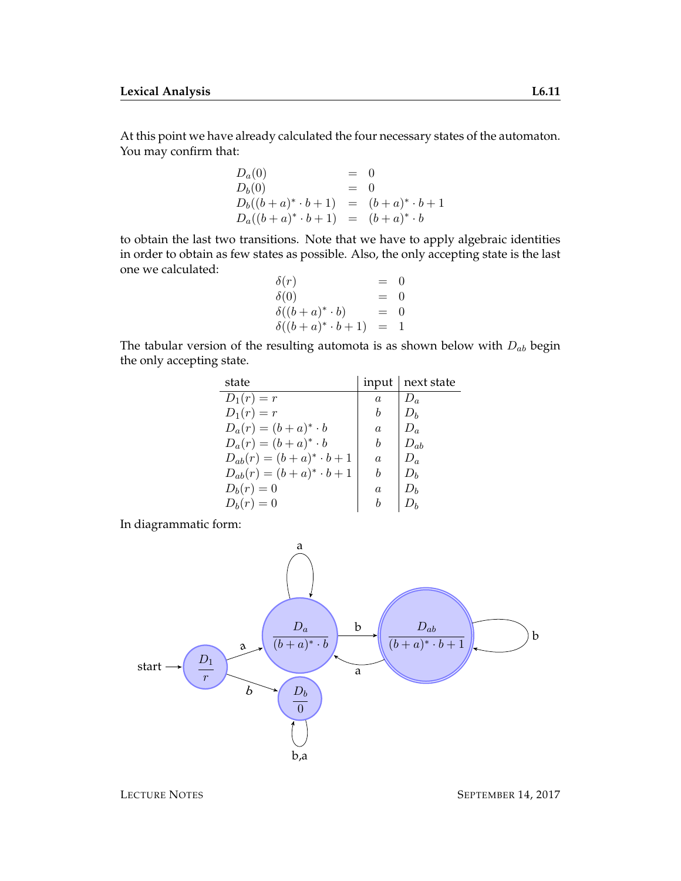At this point we have already calculated the four necessary states of the automaton. You may confirm that:

$$
\begin{array}{lcl}
D_a(0) & = & 0 \\
D_b(0) & = & 0 \\
D_b((b+a)^* \cdot b + 1) & = & (b+a)^* \cdot b + 1 \\
D_a((b+a)^* \cdot b + 1) & = & (b+a)^* \cdot b
\end{array}
$$

to obtain the last two transitions. Note that we have to apply algebraic identities in order to obtain as few states as possible. Also, the only accepting state is the last one we calculated:

$$
\begin{array}{lcl}
\delta(r) & = & 0 \\
\delta(0) & = & 0 \\
\delta((b+a)^* \cdot b) & = & 0 \\
\delta((b+a)^* \cdot b + 1) & = & 1
\end{array}
$$

The tabular version of the resulting automota is as shown below with $D_{ab}$ begin the only accepting state.

| state | input | next state |
|---|---|---|
| $D_1(r) = r$ | $a$ | $D_a$ |
| $D_1(r) = r$ | $b$ | $D_b$ |
| $D_a(r) = (b+a)^* \cdot b$ | $a$ | $D_a$ |
| $D_a(r) = (b+a)^* \cdot b$ | $b$ | $D_{ab}$ |
| $D_{ab}(r) = (b+a)^* \cdot b + 1$ | $a$ | $D_a$ |
| $D_{ab}(r) = (b+a)^* \cdot b + 1$ | $b$ | $D_b$ |
| $D_b(r) = 0$ | $a$ | $D_b$ |
| $D_b(r) = 0$ | $b$ | $D_b$ |

In diagrammatic form: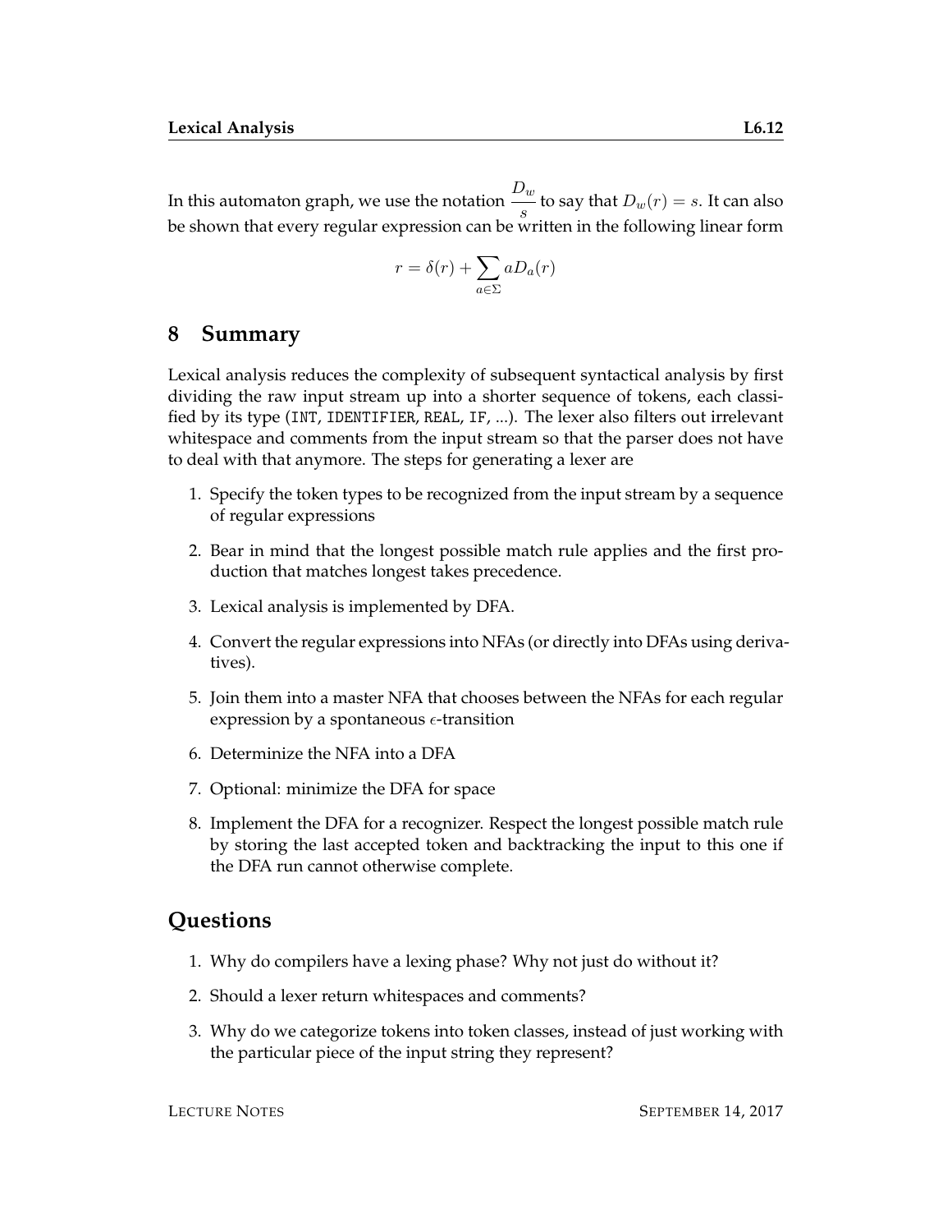In this automaton graph, we use the notation $\frac{D_w}{s}$ to say that $D_w(r) = s$. It can also be shown that every regular expression can be written in the following linear form

$$r = \delta(r) + \sum_{a \in \Sigma} a D_a(r)$$

## 8 Summary

Lexical analysis reduces the complexity of subsequent syntactical analysis by first dividing the raw input stream up into a shorter sequence of tokens, each classified by its type (INT, IDENTIFIER, REAL, IF, ...). The lexer also filters out irrelevant whitespace and comments from the input stream so that the parser does not have to deal with that anymore. The steps for generating a lexer are

1. Specify the token types to be recognized from the input stream by a sequence of regular expressions
2. Bear in mind that the longest possible match rule applies and the first production that matches longest takes precedence.
3. Lexical analysis is implemented by DFA.
4. Convert the regular expressions into NFAs (or directly into DFAs using derivatives).
5. Join them into a master NFA that chooses between the NFAs for each regular expression by a spontaneous $\epsilon$-transition
6. Determinize the NFA into a DFA
7. Optional: minimize the DFA for space
8. Implement the DFA for a recognizer. Respect the longest possible match rule by storing the last accepted token and backtracking the input to this one if the DFA run cannot otherwise complete.

## Questions

1. Why do compilers have a lexing phase? Why not just do without it?
2. Should a lexer return whitespaces and comments?
3. Why do we categorize tokens into token classes, instead of just working with the particular piece of the input string they represent?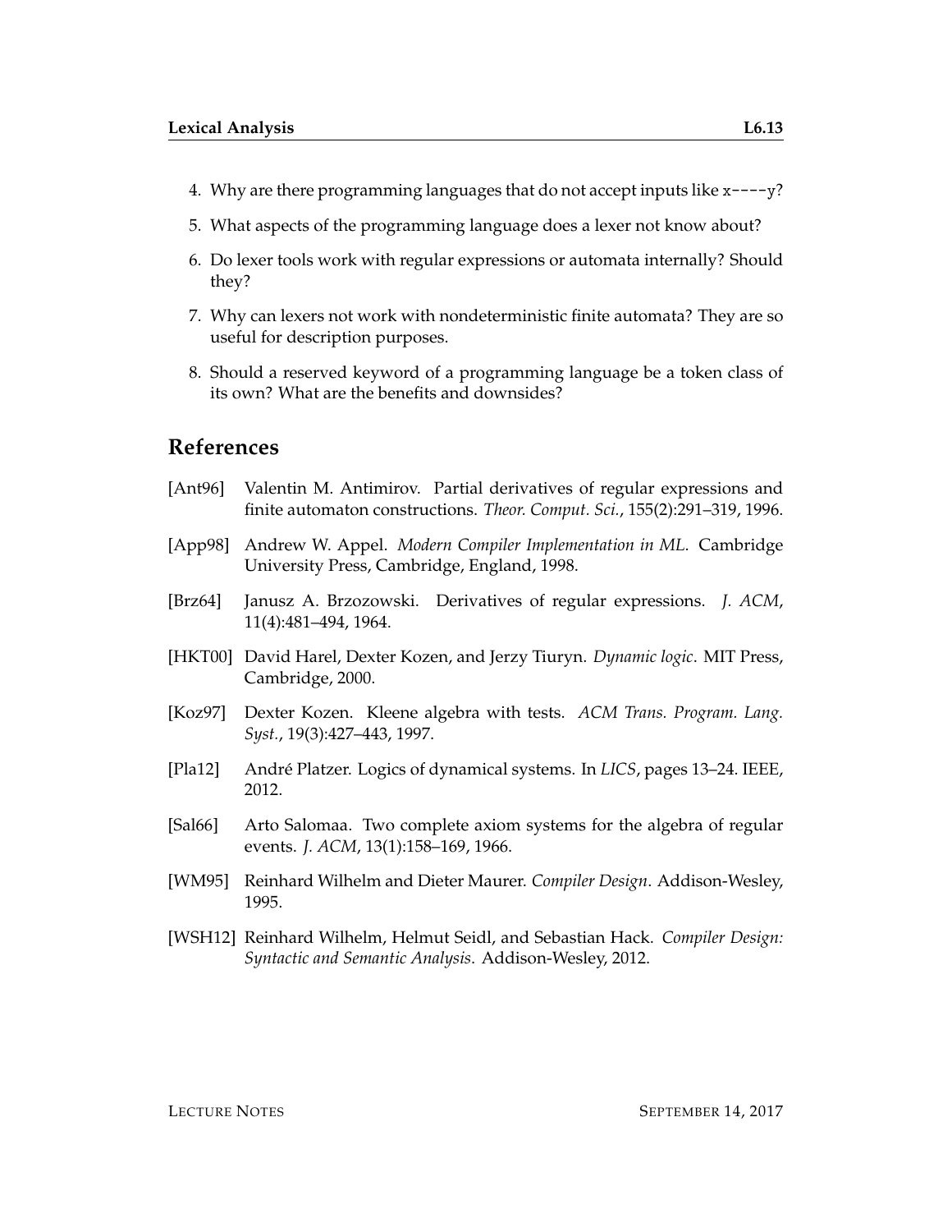4. Why are there programming languages that do not accept inputs like `x----y`?
5. What aspects of the programming language does a lexer not know about?
6. Do lexer tools work with regular expressions or automata internally? Should they?
7. Why can lexers not work with nondeterministic finite automata? They are so useful for description purposes.
8. Should a reserved keyword of a programming language be a token class of its own? What are the benefits and downsides?

## References

[Ant96] Valentin M. Antimirov. Partial derivatives of regular expressions and finite automaton constructions. *Theor. Comput. Sci.*, 155(2):291–319, 1996.

[App98] Andrew W. Appel. *Modern Compiler Implementation in ML*. Cambridge University Press, Cambridge, England, 1998.

[Brz64] Janusz A. Brzozowski. Derivatives of regular expressions. *J. ACM*, 11(4):481–494, 1964.

[HKT00] David Harel, Dexter Kozen, and Jerzy Tiuryn. *Dynamic logic*. MIT Press, Cambridge, 2000.

[Koz97] Dexter Kozen. Kleene algebra with tests. *ACM Trans. Program. Lang. Syst.*, 19(3):427–443, 1997.

[Pla12] André Platzer. Logics of dynamical systems. In *LICS*, pages 13–24. IEEE, 2012.

[Sal66] Arto Salomaa. Two complete axiom systems for the algebra of regular events. *J. ACM*, 13(1):158–169, 1966.

[WM95] Reinhard Wilhelm and Dieter Maurer. *Compiler Design*. Addison-Wesley, 1995.

[WSH12] Reinhard Wilhelm, Helmut Seidl, and Sebastian Hack. *Compiler Design: Syntactic and Semantic Analysis*. Addison-Wesley, 2012.